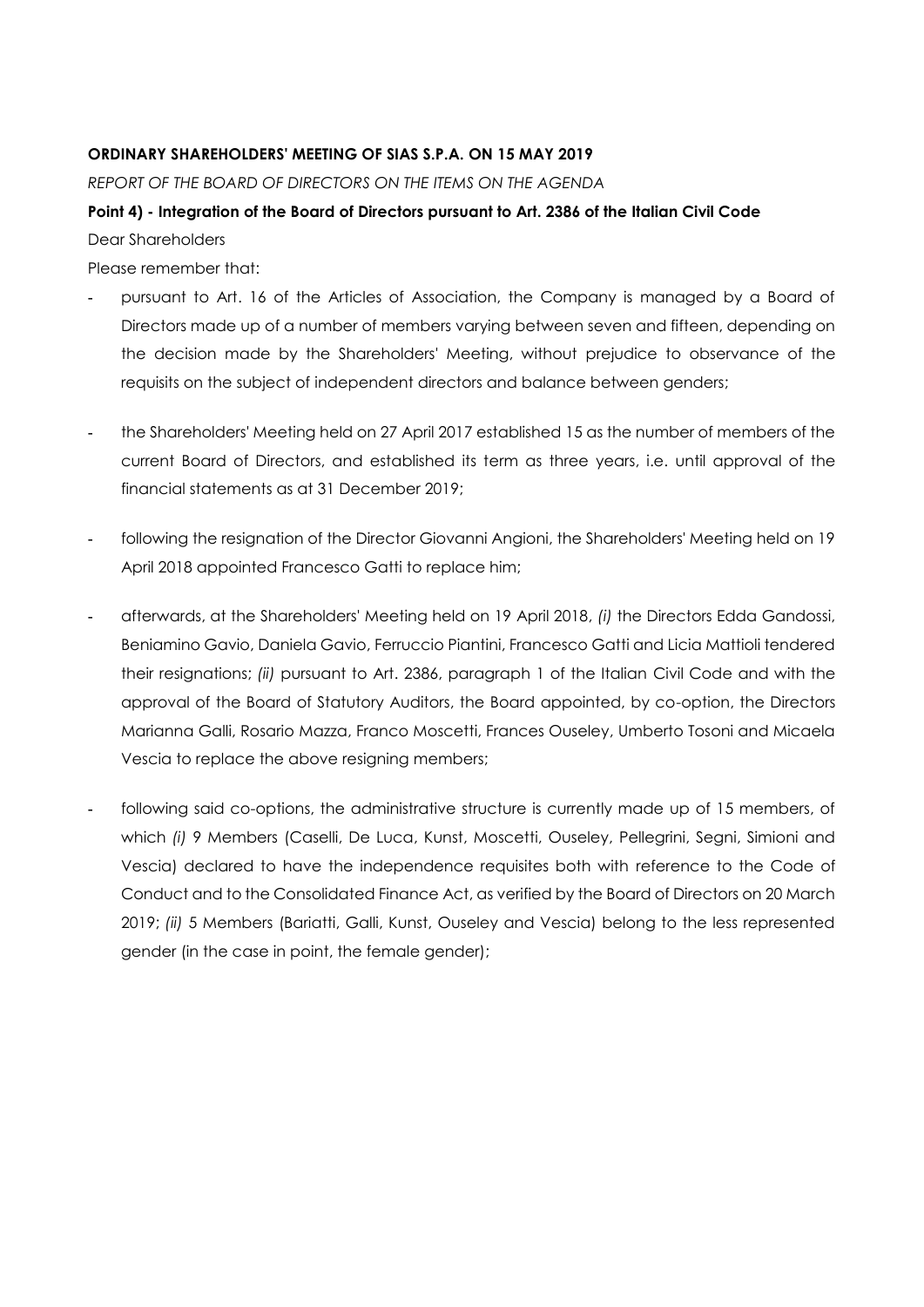**ORDINARY SHAREHOLDERS' MEETING OF SIAS S.P.A. ON 15 MAY 2019**

*REPORT OF THE BOARD OF DIRECTORS ON THE ITEMS ON THE AGENDA*

**Point 4) - Integration of the Board of Directors pursuant to Art. 2386 of the Italian Civil Code**

Dear Shareholders

Please remember that:

- pursuant to Art. 16 of the Articles of Association, the Company is managed by a Board of Directors made up of a number of members varying between seven and fifteen, depending on the decision made by the Shareholders' Meeting, without prejudice to observance of the requisits on the subject of independent directors and balance between genders;

- the Shareholders' Meeting held on 27 April 2017 established 15 as the number of members of the current Board of Directors, and established its term as three years, i.e. until approval of the financial statements as at 31 December 2019;

- following the resignation of the Director Giovanni Angioni, the Shareholders' Meeting held on 19 April 2018 appointed Francesco Gatti to replace him;

- afterwards, at the Shareholders' Meeting held on 19 April 2018, *(i)* the Directors Edda Gandossi, Beniamino Gavio, Daniela Gavio, Ferruccio Piantini, Francesco Gatti and Licia Mattioli tendered their resignations; *(ii)* pursuant to Art. 2386, paragraph 1 of the Italian Civil Code and with the approval of the Board of Statutory Auditors, the Board appointed, by co-option, the Directors Marianna Galli, Rosario Mazza, Franco Moscetti, Frances Ouseley, Umberto Tosoni and Micaela Vescia to replace the above resigning members;

- following said co-options, the administrative structure is currently made up of 15 members, of which *(i)* 9 Members (Caselli, De Luca, Kunst, Moscetti, Ouseley, Pellegrini, Segni, Simioni and Vescia) declared to have the independence requisites both with reference to the Code of Conduct and to the Consolidated Finance Act, as verified by the Board of Directors on 20 March 2019; *(ii)* 5 Members (Bariatti, Galli, Kunst, Ouseley and Vescia) belong to the less represented gender (in the case in point, the female gender);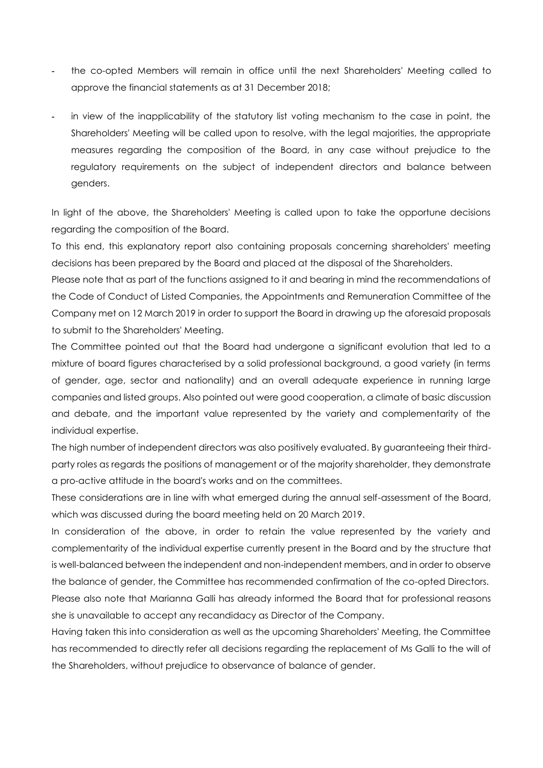- the co-opted Members will remain in office until the next Shareholders' Meeting called to approve the financial statements as at 31 December 2018;
- in view of the inapplicability of the statutory list voting mechanism to the case in point, the Shareholders' Meeting will be called upon to resolve, with the legal majorities, the appropriate measures regarding the composition of the Board, in any case without prejudice to the regulatory requirements on the subject of independent directors and balance between genders.

In light of the above, the Shareholders' Meeting is called upon to take the opportune decisions regarding the composition of the Board.

To this end, this explanatory report also containing proposals concerning shareholders' meeting decisions has been prepared by the Board and placed at the disposal of the Shareholders.

Please note that as part of the functions assigned to it and bearing in mind the recommendations of the Code of Conduct of Listed Companies, the Appointments and Remuneration Committee of the Company met on 12 March 2019 in order to support the Board in drawing up the aforesaid proposals to submit to the Shareholders' Meeting.

The Committee pointed out that the Board had undergone a significant evolution that led to a mixture of board figures characterised by a solid professional background, a good variety (in terms of gender, age, sector and nationality) and an overall adequate experience in running large companies and listed groups. Also pointed out were good cooperation, a climate of basic discussion and debate, and the important value represented by the variety and complementarity of the individual expertise.

The high number of independent directors was also positively evaluated. By guaranteeing their third-party roles as regards the positions of management or of the majority shareholder, they demonstrate a pro-active attitude in the board's works and on the committees.

These considerations are in line with what emerged during the annual self-assessment of the Board, which was discussed during the board meeting held on 20 March 2019.

In consideration of the above, in order to retain the value represented by the variety and complementarity of the individual expertise currently present in the Board and by the structure that is well-balanced between the independent and non-independent members, and in order to observe the balance of gender, the Committee has recommended confirmation of the co-opted Directors.

Please also note that Marianna Galli has already informed the Board that for professional reasons she is unavailable to accept any recandidacy as Director of the Company.

Having taken this into consideration as well as the upcoming Shareholders' Meeting, the Committee has recommended to directly refer all decisions regarding the replacement of Ms Galli to the will of the Shareholders, without prejudice to observance of balance of gender.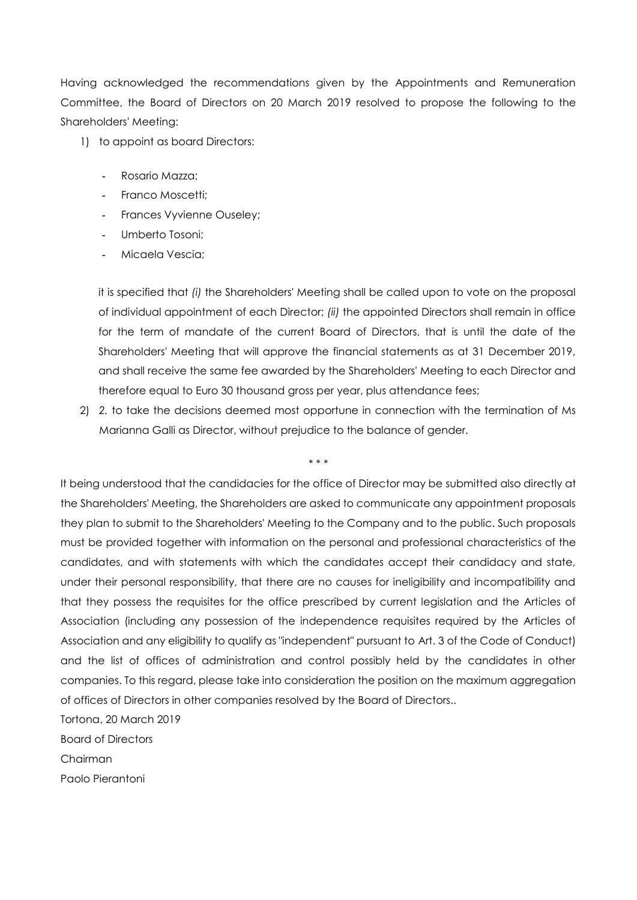Having acknowledged the recommendations given by the Appointments and Remuneration Committee, the Board of Directors on 20 March 2019 resolved to propose the following to the Shareholders' Meeting:

1) to appoint as board Directors:

   - Rosario Mazza;
   - Franco Moscetti;
   - Frances Vyvienne Ouseley;
   - Umberto Tosoni;
   - Micaela Vescia;

   it is specified that *(i)* the Shareholders' Meeting shall be called upon to vote on the proposal of individual appointment of each Director; *(ii)* the appointed Directors shall remain in office for the term of mandate of the current Board of Directors, that is until the date of the Shareholders' Meeting that will approve the financial statements as at 31 December 2019, and shall receive the same fee awarded by the Shareholders' Meeting to each Director and therefore equal to Euro 30 thousand gross per year, plus attendance fees;

2) 2. to take the decisions deemed most opportune in connection with the termination of Ms Marianna Galli as Director, without prejudice to the balance of gender.

\* \* \*

It being understood that the candidacies for the office of Director may be submitted also directly at the Shareholders' Meeting, the Shareholders are asked to communicate any appointment proposals they plan to submit to the Shareholders' Meeting to the Company and to the public. Such proposals must be provided together with information on the personal and professional characteristics of the candidates, and with statements with which the candidates accept their candidacy and state, under their personal responsibility, that there are no causes for ineligibility and incompatibility and that they possess the requisites for the office prescribed by current legislation and the Articles of Association (including any possession of the independence requisites required by the Articles of Association and any eligibility to qualify as "independent" pursuant to Art. 3 of the Code of Conduct) and the list of offices of administration and control possibly held by the candidates in other companies. To this regard, please take into consideration the position on the maximum aggregation of offices of Directors in other companies resolved by the Board of Directors..

Tortona, 20 March 2019

Board of Directors

Chairman

Paolo Pierantoni